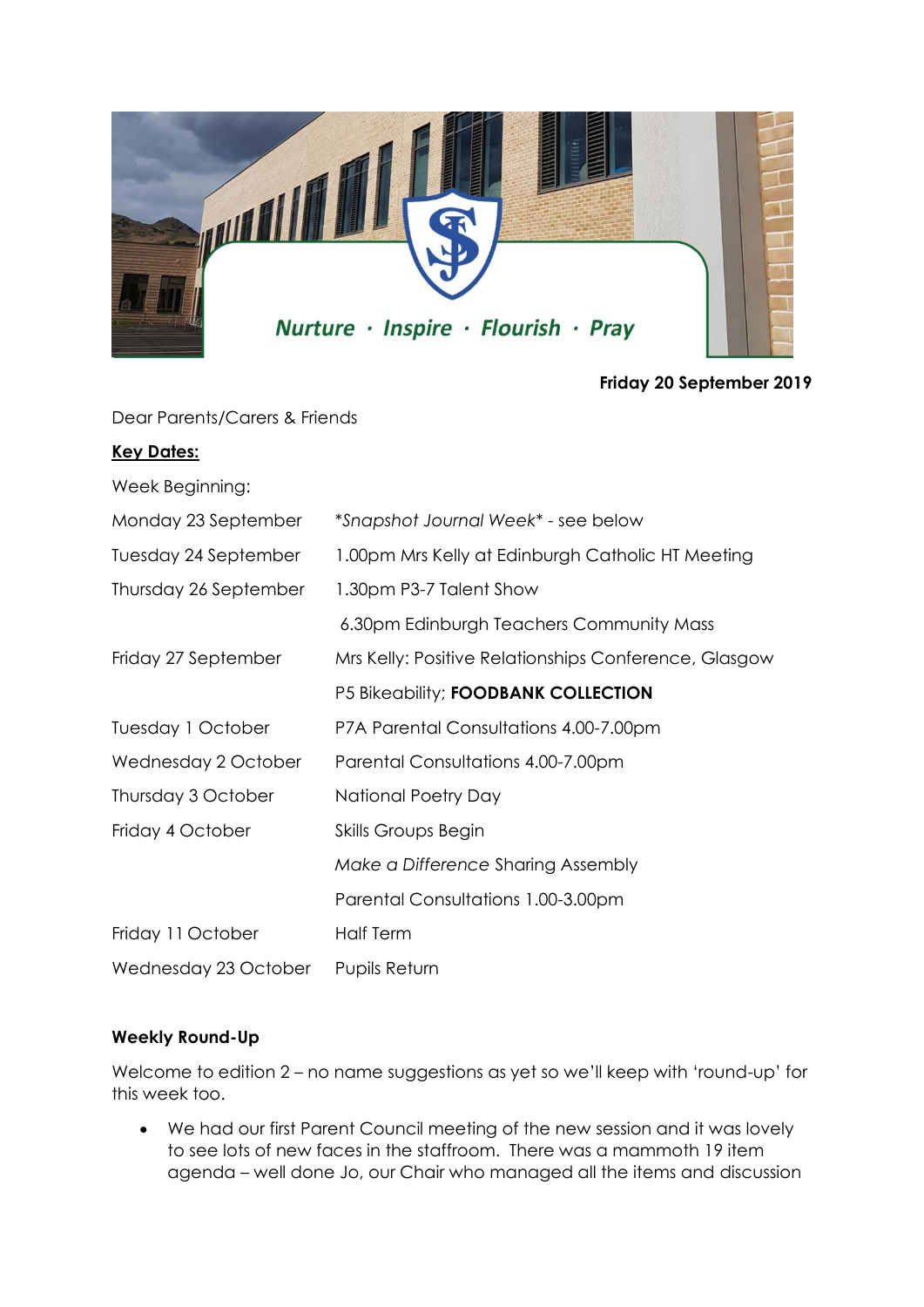Nurture · Inspire · Flourish · Pray

**Friday 20 September 2019**

Dear Parents/Carers & Friends

**Key Dates:**

Week Beginning:

| | |
|---|---|
| Monday 23 September | *Snapshot Journal Week* - see below |
| Tuesday 24 September | 1.00pm Mrs Kelly at Edinburgh Catholic HT Meeting |
| Thursday 26 September | 1.30pm P3-7 Talent Show |
| | 6.30pm Edinburgh Teachers Community Mass |
| Friday 27 September | Mrs Kelly: Positive Relationships Conference, Glasgow |
| | P5 Bikeability; **FOODBANK COLLECTION** |
| Tuesday 1 October | P7A Parental Consultations 4.00-7.00pm |
| Wednesday 2 October | Parental Consultations 4.00-7.00pm |
| Thursday 3 October | National Poetry Day |
| Friday 4 October | Skills Groups Begin |
| | *Make a Difference* Sharing Assembly |
| | Parental Consultations 1.00-3.00pm |
| Friday 11 October | Half Term |
| Wednesday 23 October | Pupils Return |

**Weekly Round-Up**

Welcome to edition 2 – no name suggestions as yet so we'll keep with 'round-up' for this week too.

- We had our first Parent Council meeting of the new session and it was lovely to see lots of new faces in the staffroom. There was a mammoth 19 item agenda – well done Jo, our Chair who managed all the items and discussion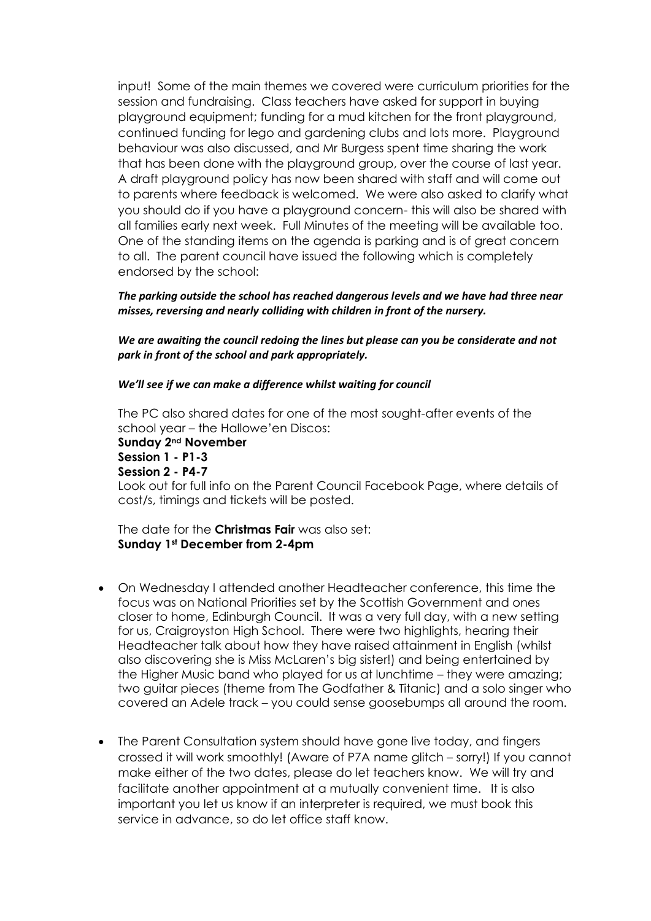input! Some of the main themes we covered were curriculum priorities for the session and fundraising. Class teachers have asked for support in buying playground equipment; funding for a mud kitchen for the front playground, continued funding for lego and gardening clubs and lots more. Playground behaviour was also discussed, and Mr Burgess spent time sharing the work that has been done with the playground group, over the course of last year. A draft playground policy has now been shared with staff and will come out to parents where feedback is welcomed. We were also asked to clarify what you should do if you have a playground concern- this will also be shared with all families early next week. Full Minutes of the meeting will be available too. One of the standing items on the agenda is parking and is of great concern to all. The parent council have issued the following which is completely endorsed by the school:

***The parking outside the school has reached dangerous levels and we have had three near misses, reversing and nearly colliding with children in front of the nursery.***

***We are awaiting the council redoing the lines but please can you be considerate and not park in front of the school and park appropriately.***

***We'll see if we can make a difference whilst waiting for council***

The PC also shared dates for one of the most sought-after events of the school year – the Hallowe'en Discos:
**Sunday 2nd November**
**Session 1 - P1-3**
**Session 2 - P4-7**
Look out for full info on the Parent Council Facebook Page, where details of cost/s, timings and tickets will be posted.

The date for the **Christmas Fair** was also set:
**Sunday 1st December from 2-4pm**

- On Wednesday I attended another Headteacher conference, this time the focus was on National Priorities set by the Scottish Government and ones closer to home, Edinburgh Council. It was a very full day, with a new setting for us, Craigroyston High School. There were two highlights, hearing their Headteacher talk about how they have raised attainment in English (whilst also discovering she is Miss McLaren's big sister!) and being entertained by the Higher Music band who played for us at lunchtime – they were amazing; two guitar pieces (theme from The Godfather & Titanic) and a solo singer who covered an Adele track – you could sense goosebumps all around the room.

- The Parent Consultation system should have gone live today, and fingers crossed it will work smoothly! (Aware of P7A name glitch – sorry!) If you cannot make either of the two dates, please do let teachers know. We will try and facilitate another appointment at a mutually convenient time. It is also important you let us know if an interpreter is required, we must book this service in advance, so do let office staff know.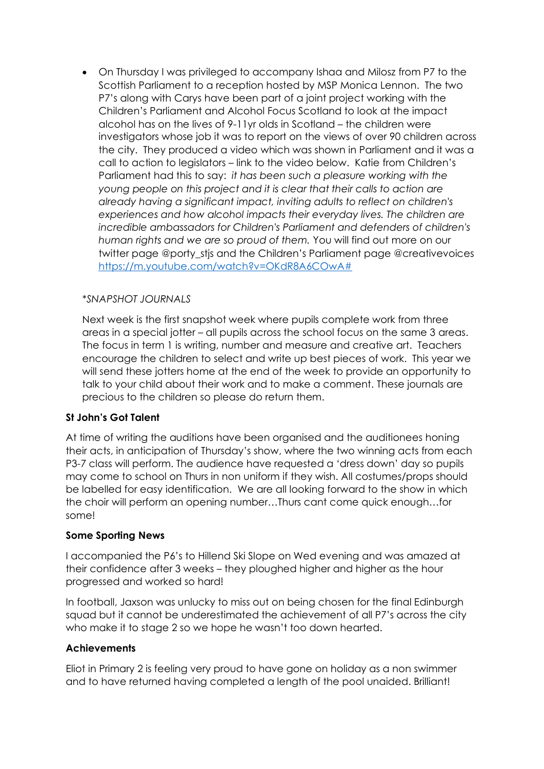- On Thursday I was privileged to accompany Ishaa and Milosz from P7 to the Scottish Parliament to a reception hosted by MSP Monica Lennon. The two P7's along with Carys have been part of a joint project working with the Children's Parliament and Alcohol Focus Scotland to look at the impact alcohol has on the lives of 9-11yr olds in Scotland – the children were investigators whose job it was to report on the views of over 90 children across the city. They produced a video which was shown in Parliament and it was a call to action to legislators – link to the video below. Katie from Children's Parliament had this to say: *it has been such a pleasure working with the young people on this project and it is clear that their calls to action are already having a significant impact, inviting adults to reflect on children's experiences and how alcohol impacts their everyday lives. The children are incredible ambassadors for Children's Parliament and defenders of children's human rights and we are so proud of them.* You will find out more on our twitter page @porty_stjs and the Children's Parliament page @creativevoices [https://m.youtube.com/watch?v=OKdR8A6COwA#](https://m.youtube.com/watch?v=OKdR8A6COwA#)

*\*SNAPSHOT JOURNALS*

Next week is the first snapshot week where pupils complete work from three areas in a special jotter – all pupils across the school focus on the same 3 areas. The focus in term 1 is writing, number and measure and creative art. Teachers encourage the children to select and write up best pieces of work. This year we will send these jotters home at the end of the week to provide an opportunity to talk to your child about their work and to make a comment. These journals are precious to the children so please do return them.

**St John's Got Talent**

At time of writing the auditions have been organised and the auditionees honing their acts, in anticipation of Thursday's show, where the two winning acts from each P3-7 class will perform. The audience have requested a 'dress down' day so pupils may come to school on Thurs in non uniform if they wish. All costumes/props should be labelled for easy identification. We are all looking forward to the show in which the choir will perform an opening number…Thurs cant come quick enough…for some!

**Some Sporting News**

I accompanied the P6's to Hillend Ski Slope on Wed evening and was amazed at their confidence after 3 weeks – they ploughed higher and higher as the hour progressed and worked so hard!

In football, Jaxson was unlucky to miss out on being chosen for the final Edinburgh squad but it cannot be underestimated the achievement of all P7's across the city who make it to stage 2 so we hope he wasn't too down hearted.

**Achievements**

Eliot in Primary 2 is feeling very proud to have gone on holiday as a non swimmer and to have returned having completed a length of the pool unaided. Brilliant!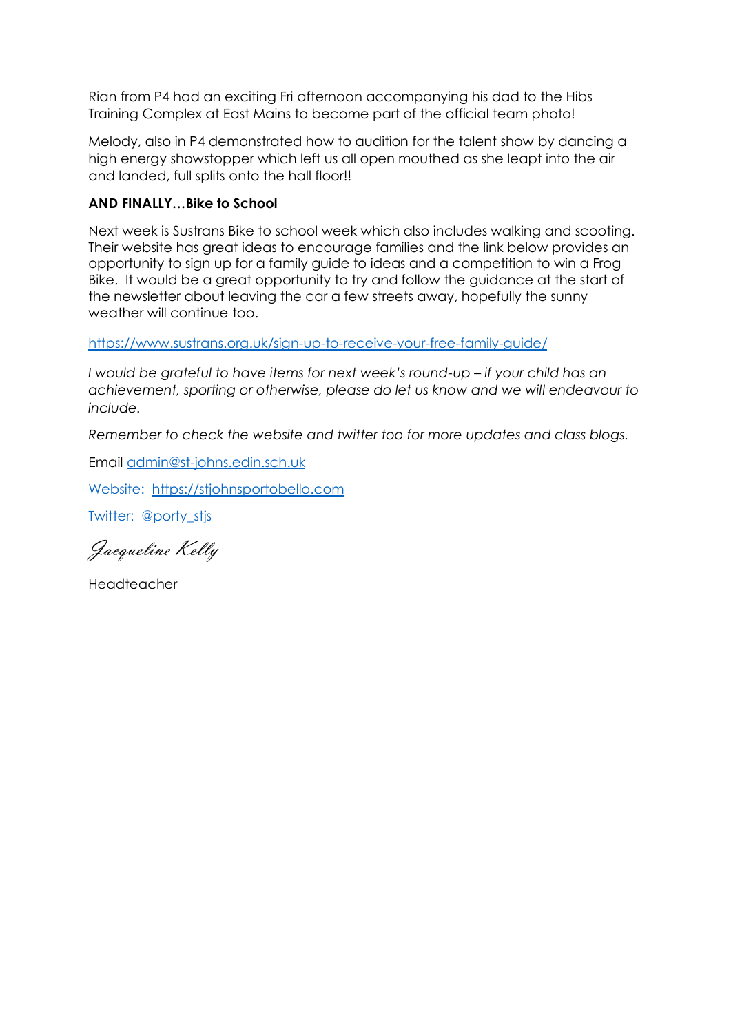Rian from P4 had an exciting Fri afternoon accompanying his dad to the Hibs Training Complex at East Mains to become part of the official team photo!

Melody, also in P4 demonstrated how to audition for the talent show by dancing a high energy showstopper which left us all open mouthed as she leapt into the air and landed, full splits onto the hall floor!!

**AND FINALLY…Bike to School**

Next week is Sustrans Bike to school week which also includes walking and scooting. Their website has great ideas to encourage families and the link below provides an opportunity to sign up for a family guide to ideas and a competition to win a Frog Bike. It would be a great opportunity to try and follow the guidance at the start of the newsletter about leaving the car a few streets away, hopefully the sunny weather will continue too.

https://www.sustrans.org.uk/sign-up-to-receive-your-free-family-guide/

*I would be grateful to have items for next week's round-up – if your child has an achievement, sporting or otherwise, please do let us know and we will endeavour to include.*

*Remember to check the website and twitter too for more updates and class blogs.*

Email admin@st-johns.edin.sch.uk

Website: https://stjohnsportobello.com

Twitter: @porty_stjs

*Jacqueline Kelly*

Headteacher